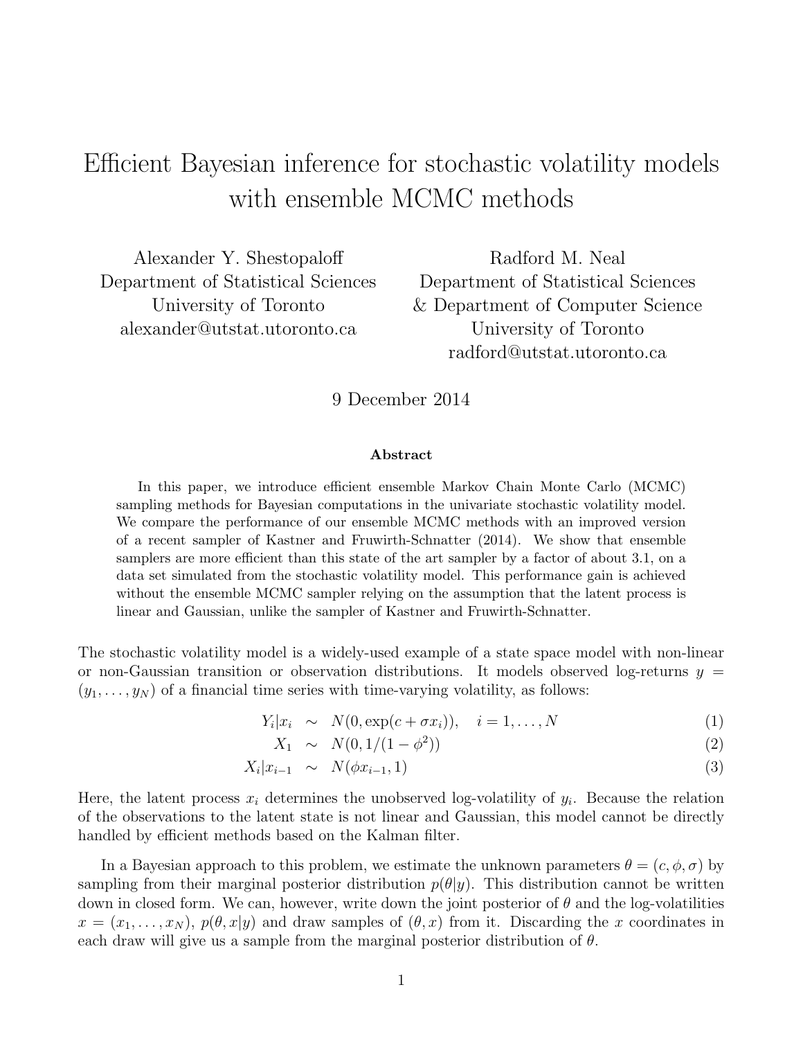# Efficient Bayesian inference for stochastic volatility models with ensemble MCMC methods

Alexander Y. Shestopaloff
Department of Statistical Sciences
University of Toronto
alexander@utstat.utoronto.ca

Radford M. Neal
Department of Statistical Sciences
& Department of Computer Science
University of Toronto
radford@utstat.utoronto.ca

9 December 2014

**Abstract**

In this paper, we introduce efficient ensemble Markov Chain Monte Carlo (MCMC) sampling methods for Bayesian computations in the univariate stochastic volatility model. We compare the performance of our ensemble MCMC methods with an improved version of a recent sampler of Kastner and Fruwirth-Schnatter (2014). We show that ensemble samplers are more efficient than this state of the art sampler by a factor of about 3.1, on a data set simulated from the stochastic volatility model. This performance gain is achieved without the ensemble MCMC sampler relying on the assumption that the latent process is linear and Gaussian, unlike the sampler of Kastner and Fruwirth-Schnatter.

The stochastic volatility model is a widely-used example of a state space model with non-linear or non-Gaussian transition or observation distributions. It models observed log-returns $y = (y_1, \ldots, y_N)$ of a financial time series with time-varying volatility, as follows:

$$Y_i|x_i \sim N(0, \exp(c + \sigma x_i)), \quad i = 1, \ldots, N \tag{1}$$

$$X_1 \sim N(0, 1/(1-\phi^2)) \tag{2}$$

$$X_i|x_{i-1} \sim N(\phi x_{i-1}, 1) \tag{3}$$

Here, the latent process $x_i$ determines the unobserved log-volatility of $y_i$. Because the relation of the observations to the latent state is not linear and Gaussian, this model cannot be directly handled by efficient methods based on the Kalman filter.

In a Bayesian approach to this problem, we estimate the unknown parameters $\theta = (c, \phi, \sigma)$ by sampling from their marginal posterior distribution $p(\theta|y)$. This distribution cannot be written down in closed form. We can, however, write down the joint posterior of $\theta$ and the log-volatilities $x = (x_1, \ldots, x_N)$, $p(\theta, x|y)$ and draw samples of $(\theta, x)$ from it. Discarding the $x$ coordinates in each draw will give us a sample from the marginal posterior distribution of $\theta$.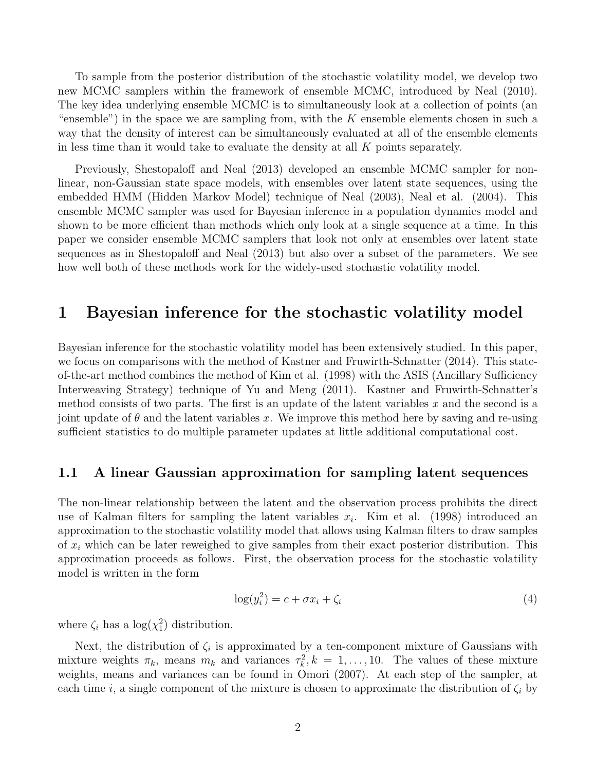To sample from the posterior distribution of the stochastic volatility model, we develop two new MCMC samplers within the framework of ensemble MCMC, introduced by Neal (2010). The key idea underlying ensemble MCMC is to simultaneously look at a collection of points (an "ensemble") in the space we are sampling from, with the $K$ ensemble elements chosen in such a way that the density of interest can be simultaneously evaluated at all of the ensemble elements in less time than it would take to evaluate the density at all $K$ points separately.

Previously, Shestopaloff and Neal (2013) developed an ensemble MCMC sampler for non-linear, non-Gaussian state space models, with ensembles over latent state sequences, using the embedded HMM (Hidden Markov Model) technique of Neal (2003), Neal et al. (2004). This ensemble MCMC sampler was used for Bayesian inference in a population dynamics model and shown to be more efficient than methods which only look at a single sequence at a time. In this paper we consider ensemble MCMC samplers that look not only at ensembles over latent state sequences as in Shestopaloff and Neal (2013) but also over a subset of the parameters. We see how well both of these methods work for the widely-used stochastic volatility model.

# 1 Bayesian inference for the stochastic volatility model

Bayesian inference for the stochastic volatility model has been extensively studied. In this paper, we focus on comparisons with the method of Kastner and Fruwirth-Schnatter (2014). This state-of-the-art method combines the method of Kim et al. (1998) with the ASIS (Ancillary Sufficiency Interweaving Strategy) technique of Yu and Meng (2011). Kastner and Fruwirth-Schnatter's method consists of two parts. The first is an update of the latent variables $x$ and the second is a joint update of $\theta$ and the latent variables $x$. We improve this method here by saving and re-using sufficient statistics to do multiple parameter updates at little additional computational cost.

## 1.1 A linear Gaussian approximation for sampling latent sequences

The non-linear relationship between the latent and the observation process prohibits the direct use of Kalman filters for sampling the latent variables $x_i$. Kim et al. (1998) introduced an approximation to the stochastic volatility model that allows using Kalman filters to draw samples of $x_i$ which can be later reweighed to give samples from their exact posterior distribution. This approximation proceeds as follows. First, the observation process for the stochastic volatility model is written in the form

$$\log(y_i^2) = c + \sigma x_i + \zeta_i \tag{4}$$

where $\zeta_i$ has a $\log(\chi_1^2)$ distribution.

Next, the distribution of $\zeta_i$ is approximated by a ten-component mixture of Gaussians with mixture weights $\pi_k$, means $m_k$ and variances $\tau_k^2, k = 1, \ldots, 10$. The values of these mixture weights, means and variances can be found in Omori (2007). At each step of the sampler, at each time $i$, a single component of the mixture is chosen to approximate the distribution of $\zeta_i$ by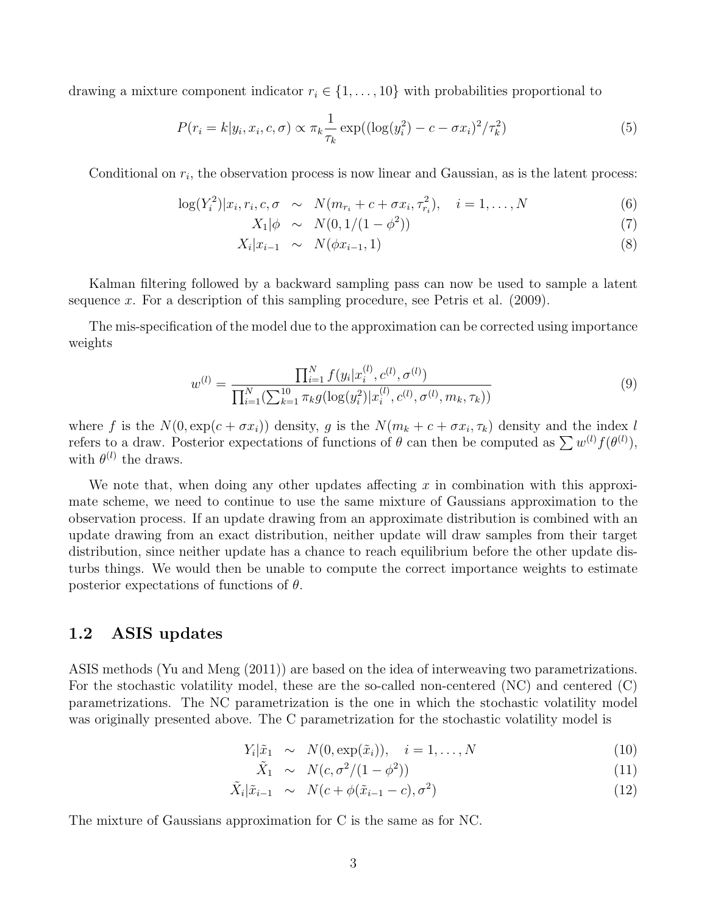drawing a mixture component indicator $r_i \in \{1, \ldots, 10\}$ with probabilities proportional to

$$P(r_i = k | y_i, x_i, c, \sigma) \propto \pi_k \frac{1}{\tau_k} \exp((\log(y_i^2) - c - \sigma x_i)^2 / \tau_k^2) \tag{5}$$

Conditional on $r_i$, the observation process is now linear and Gaussian, as is the latent process:

$$\begin{aligned}
\log(Y_i^2) | x_i, r_i, c, \sigma &\sim N(m_{r_i} + c + \sigma x_i, \tau_{r_i}^2), \quad i = 1, \ldots, N & (6)\\
X_1 | \phi &\sim N(0, 1/(1 - \phi^2)) & (7)\\
X_i | x_{i-1} &\sim N(\phi x_{i-1}, 1) & (8)
\end{aligned}$$

Kalman filtering followed by a backward sampling pass can now be used to sample a latent sequence $x$. For a description of this sampling procedure, see Petris et al. (2009).

The mis-specification of the model due to the approximation can be corrected using importance weights

$$w^{(l)} = \frac{\prod_{i=1}^{N} f(y_i | x_i^{(l)}, c^{(l)}, \sigma^{(l)})}{\prod_{i=1}^{N} (\sum_{k=1}^{10} \pi_k g(\log(y_i^2) | x_i^{(l)}, c^{(l)}, \sigma^{(l)}, m_k, \tau_k))} \tag{9}$$

where $f$ is the $N(0, \exp(c + \sigma x_i))$ density, $g$ is the $N(m_k + c + \sigma x_i, \tau_k)$ density and the index $l$ refers to a draw. Posterior expectations of functions of $\theta$ can then be computed as $\sum w^{(l)} f(\theta^{(l)})$, with $\theta^{(l)}$ the draws.

We note that, when doing any other updates affecting $x$ in combination with this approximate scheme, we need to continue to use the same mixture of Gaussians approximation to the observation process. If an update drawing from an approximate distribution is combined with an update drawing from an exact distribution, neither update will draw samples from their target distribution, since neither update has a chance to reach equilibrium before the other update disturbs things. We would then be unable to compute the correct importance weights to estimate posterior expectations of functions of $\theta$.

## 1.2 ASIS updates

ASIS methods (Yu and Meng (2011)) are based on the idea of interweaving two parametrizations. For the stochastic volatility model, these are the so-called non-centered (NC) and centered (C) parametrizations. The NC parametrization is the one in which the stochastic volatility model was originally presented above. The C parametrization for the stochastic volatility model is

$$\begin{aligned}
Y_i | \tilde{x}_1 &\sim N(0, \exp(\tilde{x}_i)), \quad i = 1, \ldots, N & (10)\\
\tilde{X}_1 &\sim N(c, \sigma^2 / (1 - \phi^2)) & (11)\\
\tilde{X}_i | \tilde{x}_{i-1} &\sim N(c + \phi(\tilde{x}_{i-1} - c), \sigma^2) & (12)
\end{aligned}$$

The mixture of Gaussians approximation for C is the same as for NC.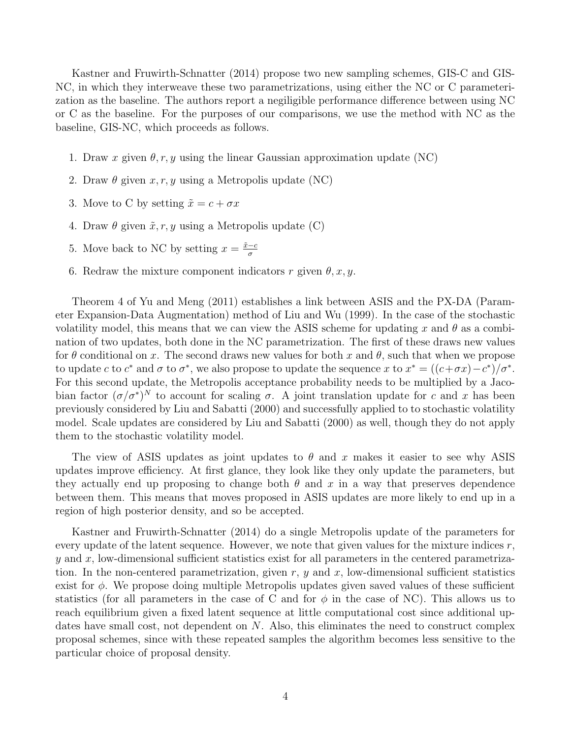Kastner and Fruwirth-Schnatter (2014) propose two new sampling schemes, GIS-C and GIS-NC, in which they interweave these two parametrizations, using either the NC or C parameterization as the baseline. The authors report a negiligible performance difference between using NC or C as the baseline. For the purposes of our comparisons, we use the method with NC as the baseline, GIS-NC, which proceeds as follows.

1. Draw $x$ given $\theta, r, y$ using the linear Gaussian approximation update (NC)
2. Draw $\theta$ given $x, r, y$ using a Metropolis update (NC)
3. Move to C by setting $\tilde{x} = c + \sigma x$
4. Draw $\theta$ given $\tilde{x}, r, y$ using a Metropolis update (C)
5. Move back to NC by setting $x = \frac{\tilde{x} - c}{\sigma}$
6. Redraw the mixture component indicators $r$ given $\theta, x, y$.

Theorem 4 of Yu and Meng (2011) establishes a link between ASIS and the PX-DA (Parameter Expansion-Data Augmentation) method of Liu and Wu (1999). In the case of the stochastic volatility model, this means that we can view the ASIS scheme for updating $x$ and $\theta$ as a combination of two updates, both done in the NC parametrization. The first of these draws new values for $\theta$ conditional on $x$. The second draws new values for both $x$ and $\theta$, such that when we propose to update $c$ to $c^*$ and $\sigma$ to $\sigma^*$, we also propose to update the sequence $x$ to $x^* = ((c+\sigma x) - c^*)/\sigma^*$. For this second update, the Metropolis acceptance probability needs to be multiplied by a Jacobian factor $(\sigma/\sigma^*)^N$ to account for scaling $\sigma$. A joint translation update for $c$ and $x$ has been previously considered by Liu and Sabatti (2000) and successfully applied to to stochastic volatility model. Scale updates are considered by Liu and Sabatti (2000) as well, though they do not apply them to the stochastic volatility model.

The view of ASIS updates as joint updates to $\theta$ and $x$ makes it easier to see why ASIS updates improve efficiency. At first glance, they look like they only update the parameters, but they actually end up proposing to change both $\theta$ and $x$ in a way that preserves dependence between them. This means that moves proposed in ASIS updates are more likely to end up in a region of high posterior density, and so be accepted.

Kastner and Fruwirth-Schnatter (2014) do a single Metropolis update of the parameters for every update of the latent sequence. However, we note that given values for the mixture indices $r$, $y$ and $x$, low-dimensional sufficient statistics exist for all parameters in the centered parametrization. In the non-centered parametrization, given $r$, $y$ and $x$, low-dimensional sufficient statistics exist for $\phi$. We propose doing multiple Metropolis updates given saved values of these sufficient statistics (for all parameters in the case of C and for $\phi$ in the case of NC). This allows us to reach equilibrium given a fixed latent sequence at little computational cost since additional updates have small cost, not dependent on $N$. Also, this eliminates the need to construct complex proposal schemes, since with these repeated samples the algorithm becomes less sensitive to the particular choice of proposal density.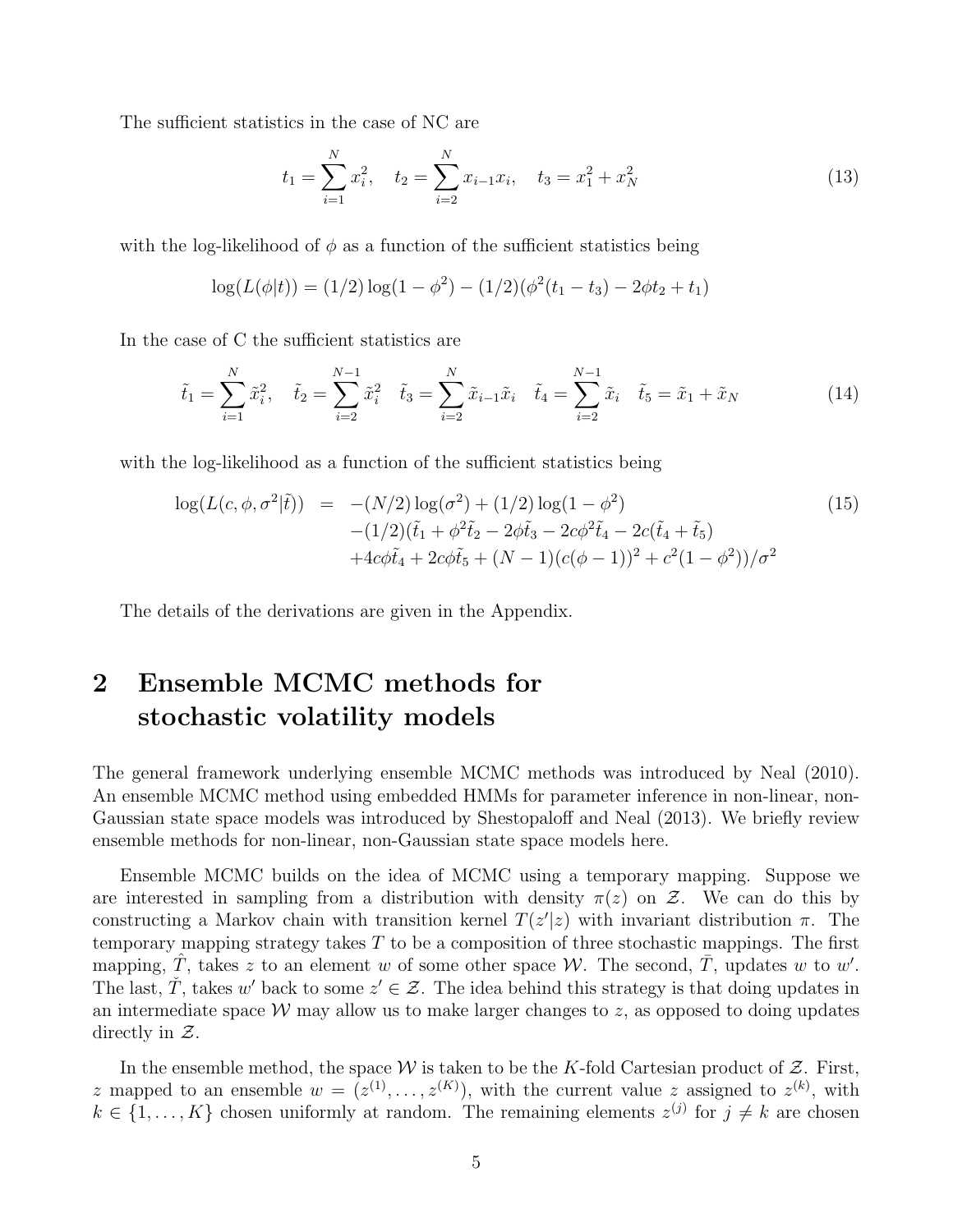The sufficient statistics in the case of NC are

$$t_1 = \sum_{i=1}^{N} x_i^2, \quad t_2 = \sum_{i=2}^{N} x_{i-1} x_i, \quad t_3 = x_1^2 + x_N^2 \tag{13}$$

with the log-likelihood of $\phi$ as a function of the sufficient statistics being

$$\log(L(\phi|t)) = (1/2)\log(1-\phi^2) - (1/2)(\phi^2(t_1 - t_3) - 2\phi t_2 + t_1)$$

In the case of C the sufficient statistics are

$$\tilde{t}_1 = \sum_{i=1}^{N} \tilde{x}_i^2, \quad \tilde{t}_2 = \sum_{i=2}^{N-1} \tilde{x}_i^2 \quad \tilde{t}_3 = \sum_{i=2}^{N} \tilde{x}_{i-1}\tilde{x}_i \quad \tilde{t}_4 = \sum_{i=2}^{N-1} \tilde{x}_i \quad \tilde{t}_5 = \tilde{x}_1 + \tilde{x}_N \tag{14}$$

with the log-likelihood as a function of the sufficient statistics being

$$\begin{aligned}
\log(L(c, \phi, \sigma^2|\tilde{t})) &= -(N/2)\log(\sigma^2) + (1/2)\log(1-\phi^2) \\
&\quad -(1/2)(\tilde{t}_1 + \phi^2\tilde{t}_2 - 2\phi\tilde{t}_3 - 2c\phi^2\tilde{t}_4 - 2c(\tilde{t}_4 + \tilde{t}_5) \\
&\quad +4c\phi\tilde{t}_4 + 2c\phi\tilde{t}_5 + (N-1)(c(\phi-1))^2 + c^2(1-\phi^2))/\sigma^2
\end{aligned} \tag{15}$$

The details of the derivations are given in the Appendix.

# 2 Ensemble MCMC methods for stochastic volatility models

The general framework underlying ensemble MCMC methods was introduced by Neal (2010). An ensemble MCMC method using embedded HMMs for parameter inference in non-linear, non-Gaussian state space models was introduced by Shestopaloff and Neal (2013). We briefly review ensemble methods for non-linear, non-Gaussian state space models here.

Ensemble MCMC builds on the idea of MCMC using a temporary mapping. Suppose we are interested in sampling from a distribution with density $\pi(z)$ on $\mathcal{Z}$. We can do this by constructing a Markov chain with transition kernel $T(z'|z)$ with invariant distribution $\pi$. The temporary mapping strategy takes $T$ to be a composition of three stochastic mappings. The first mapping, $\hat{T}$, takes $z$ to an element $w$ of some other space $\mathcal{W}$. The second, $\bar{T}$, updates $w$ to $w'$. The last, $\check{T}$, takes $w'$ back to some $z' \in \mathcal{Z}$. The idea behind this strategy is that doing updates in an intermediate space $\mathcal{W}$ may allow us to make larger changes to $z$, as opposed to doing updates directly in $\mathcal{Z}$.

In the ensemble method, the space $\mathcal{W}$ is taken to be the $K$-fold Cartesian product of $\mathcal{Z}$. First, $z$ mapped to an ensemble $w = (z^{(1)}, \ldots, z^{(K)})$, with the current value $z$ assigned to $z^{(k)}$, with $k \in \{1, \ldots, K\}$ chosen uniformly at random. The remaining elements $z^{(j)}$ for $j \neq k$ are chosen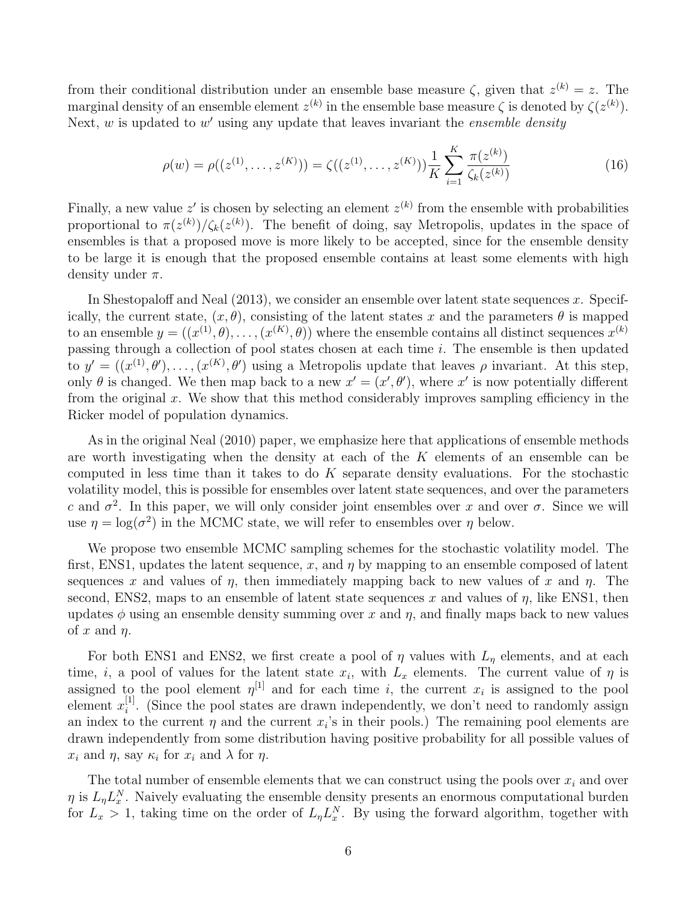from their conditional distribution under an ensemble base measure $\zeta$, given that $z^{(k)} = z$. The marginal density of an ensemble element $z^{(k)}$ in the ensemble base measure $\zeta$ is denoted by $\zeta(z^{(k)})$. Next, $w$ is updated to $w'$ using any update that leaves invariant the *ensemble density*

$$\rho(w) = \rho((z^{(1)}, \ldots, z^{(K)})) = \zeta((z^{(1)}, \ldots, z^{(K)})) \frac{1}{K} \sum_{i=1}^{K} \frac{\pi(z^{(k)})}{\zeta_k(z^{(k)})} \tag{16}$$

Finally, a new value $z'$ is chosen by selecting an element $z^{(k)}$ from the ensemble with probabilities proportional to $\pi(z^{(k)})/\zeta_k(z^{(k)})$. The benefit of doing, say Metropolis, updates in the space of ensembles is that a proposed move is more likely to be accepted, since for the ensemble density to be large it is enough that the proposed ensemble contains at least some elements with high density under $\pi$.

In Shestopaloff and Neal (2013), we consider an ensemble over latent state sequences $x$. Specifically, the current state, $(x, \theta)$, consisting of the latent states $x$ and the parameters $\theta$ is mapped to an ensemble $y = ((x^{(1)}, \theta), \ldots, (x^{(K)}, \theta))$ where the ensemble contains all distinct sequences $x^{(k)}$ passing through a collection of pool states chosen at each time $i$. The ensemble is then updated to $y' = ((x^{(1)}, \theta'), \ldots, (x^{(K)}, \theta')$ using a Metropolis update that leaves $\rho$ invariant. At this step, only $\theta$ is changed. We then map back to a new $x' = (x', \theta')$, where $x'$ is now potentially different from the original $x$. We show that this method considerably improves sampling efficiency in the Ricker model of population dynamics.

As in the original Neal (2010) paper, we emphasize here that applications of ensemble methods are worth investigating when the density at each of the $K$ elements of an ensemble can be computed in less time than it takes to do $K$ separate density evaluations. For the stochastic volatility model, this is possible for ensembles over latent state sequences, and over the parameters $c$ and $\sigma^2$. In this paper, we will only consider joint ensembles over $x$ and over $\sigma$. Since we will use $\eta = \log(\sigma^2)$ in the MCMC state, we will refer to ensembles over $\eta$ below.

We propose two ensemble MCMC sampling schemes for the stochastic volatility model. The first, ENS1, updates the latent sequence, $x$, and $\eta$ by mapping to an ensemble composed of latent sequences $x$ and values of $\eta$, then immediately mapping back to new values of $x$ and $\eta$. The second, ENS2, maps to an ensemble of latent state sequences $x$ and values of $\eta$, like ENS1, then updates $\phi$ using an ensemble density summing over $x$ and $\eta$, and finally maps back to new values of $x$ and $\eta$.

For both ENS1 and ENS2, we first create a pool of $\eta$ values with $L_\eta$ elements, and at each time, $i$, a pool of values for the latent state $x_i$, with $L_x$ elements. The current value of $\eta$ is assigned to the pool element $\eta^{[1]}$ and for each time $i$, the current $x_i$ is assigned to the pool element $x_i^{[1]}$. (Since the pool states are drawn independently, we don't need to randomly assign an index to the current $\eta$ and the current $x_i$'s in their pools.) The remaining pool elements are drawn independently from some distribution having positive probability for all possible values of $x_i$ and $\eta$, say $\kappa_i$ for $x_i$ and $\lambda$ for $\eta$.

The total number of ensemble elements that we can construct using the pools over $x_i$ and over $\eta$ is $L_\eta L_x^N$. Naively evaluating the ensemble density presents an enormous computational burden for $L_x > 1$, taking time on the order of $L_\eta L_x^N$. By using the forward algorithm, together with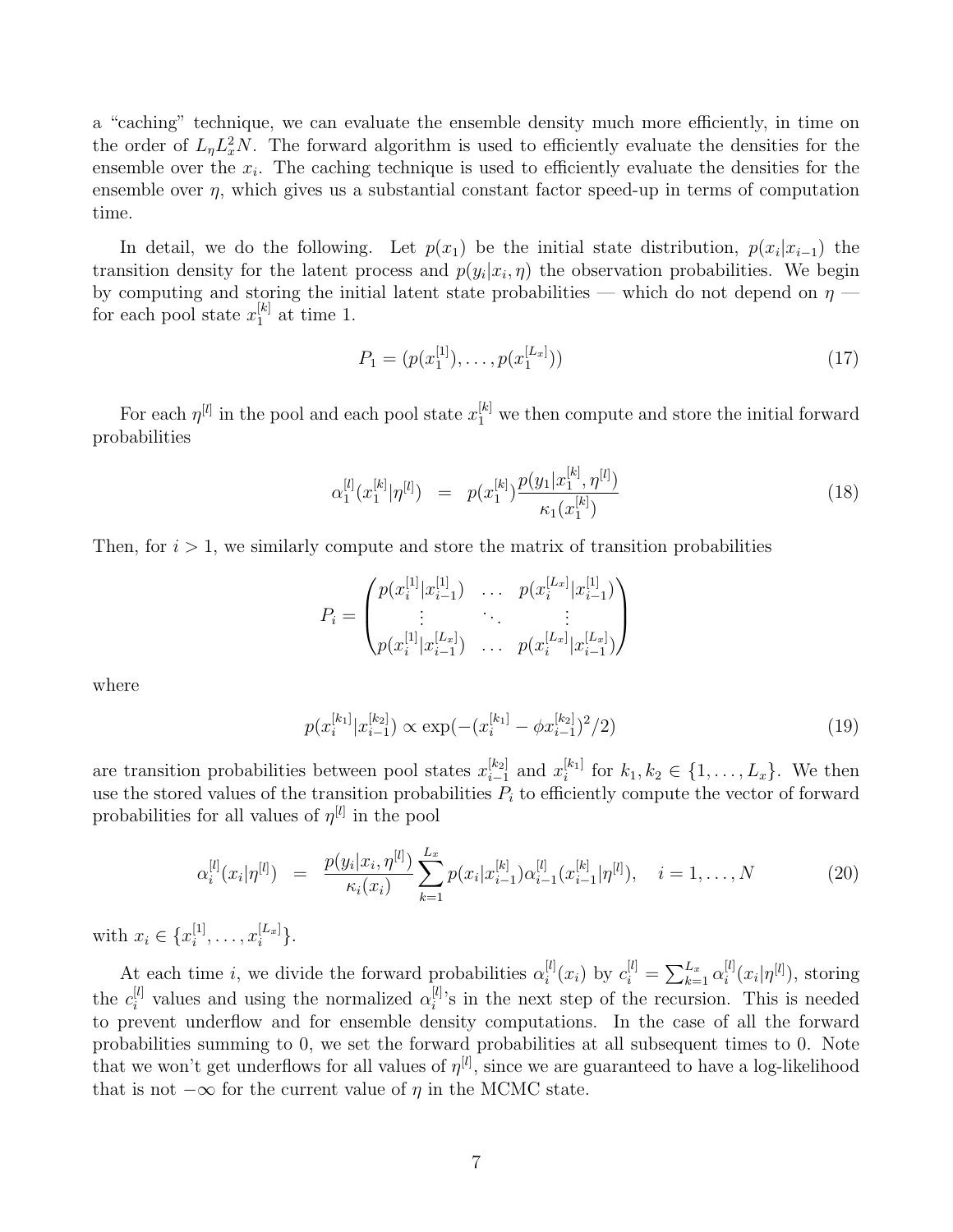a "caching" technique, we can evaluate the ensemble density much more efficiently, in time on the order of $L_\eta L_x^2 N$. The forward algorithm is used to efficiently evaluate the densities for the ensemble over the $x_i$. The caching technique is used to efficiently evaluate the densities for the ensemble over $\eta$, which gives us a substantial constant factor speed-up in terms of computation time.

In detail, we do the following. Let $p(x_1)$ be the initial state distribution, $p(x_i|x_{i-1})$ the transition density for the latent process and $p(y_i|x_i, \eta)$ the observation probabilities. We begin by computing and storing the initial latent state probabilities — which do not depend on $\eta$ — for each pool state $x_1^{[k]}$ at time 1.

$$P_1 = (p(x_1^{[1]}), \ldots, p(x_1^{[L_x]})) \tag{17}$$

For each $\eta^{[l]}$ in the pool and each pool state $x_1^{[k]}$ we then compute and store the initial forward probabilities

$$\alpha_1^{[l]}(x_1^{[k]}|\eta^{[l]}) \;\;=\;\; p(x_1^{[k]})\frac{p(y_1|x_1^{[k]}, \eta^{[l]})}{\kappa_1(x_1^{[k]})} \tag{18}$$

Then, for $i > 1$, we similarly compute and store the matrix of transition probabilities

$$P_i = \begin{pmatrix} p(x_i^{[1]}|x_{i-1}^{[1]}) & \ldots & p(x_i^{[L_x]}|x_{i-1}^{[1]}) \\ \vdots & \ddots & \vdots \\ p(x_i^{[1]}|x_{i-1}^{[L_x]}) & \ldots & p(x_i^{[L_x]}|x_{i-1}^{[L_x]}) \end{pmatrix}$$

where

$$p(x_i^{[k_1]}|x_{i-1}^{[k_2]}) \propto \exp(-(x_i^{[k_1]} - \phi x_{i-1}^{[k_2]})^2/2) \tag{19}$$

are transition probabilities between pool states $x_{i-1}^{[k_2]}$ and $x_i^{[k_1]}$ for $k_1, k_2 \in \{1, \ldots, L_x\}$. We then use the stored values of the transition probabilities $P_i$ to efficiently compute the vector of forward probabilities for all values of $\eta^{[l]}$ in the pool

$$\alpha_i^{[l]}(x_i|\eta^{[l]}) \;\;=\;\; \frac{p(y_i|x_i, \eta^{[l]})}{\kappa_i(x_i)} \sum_{k=1}^{L_x} p(x_i|x_{i-1}^{[k]})\alpha_{i-1}^{[l]}(x_{i-1}^{[k]}|\eta^{[l]}), \quad i = 1, \ldots, N \tag{20}$$

with $x_i \in \{x_i^{[1]}, \ldots, x_i^{[L_x]}\}$.

At each time $i$, we divide the forward probabilities $\alpha_i^{[l]}(x_i)$ by $c_i^{[l]} = \sum_{k=1}^{L_x} \alpha_i^{[l]}(x_i|\eta^{[l]})$, storing the $c_i^{[l]}$ values and using the normalized $\alpha_i^{[l]}$'s in the next step of the recursion. This is needed to prevent underflow and for ensemble density computations. In the case of all the forward probabilities summing to 0, we set the forward probabilities at all subsequent times to 0. Note that we won't get underflows for all values of $\eta^{[l]}$, since we are guaranteed to have a log-likelihood that is not $-\infty$ for the current value of $\eta$ in the MCMC state.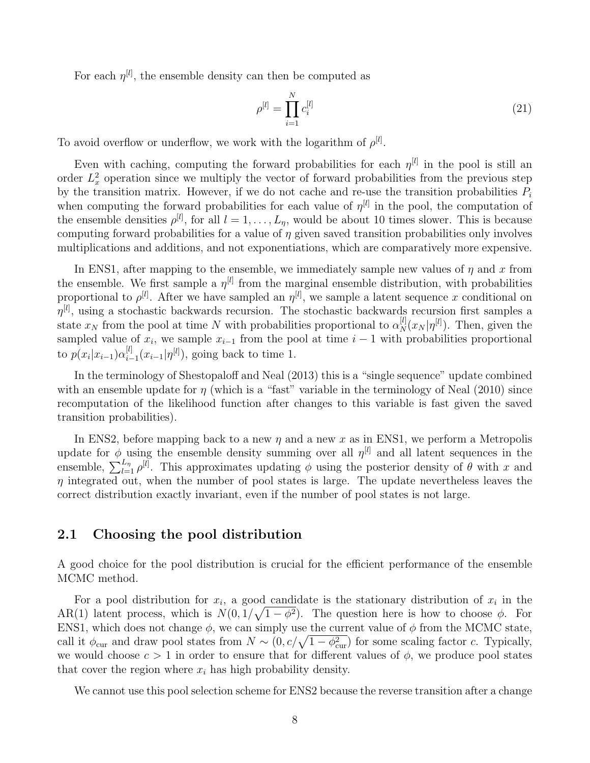For each $\eta^{[l]}$, the ensemble density can then be computed as

$$\rho^{[l]} = \prod_{i=1}^{N} c_i^{[l]} \tag{21}$$

To avoid overflow or underflow, we work with the logarithm of $\rho^{[l]}$.

Even with caching, computing the forward probabilities for each $\eta^{[l]}$ in the pool is still an order $L_x^2$ operation since we multiply the vector of forward probabilities from the previous step by the transition matrix. However, if we do not cache and re-use the transition probabilities $P_i$ when computing the forward probabilities for each value of $\eta^{[l]}$ in the pool, the computation of the ensemble densities $\rho^{[l]}$, for all $l = 1, \ldots, L_\eta$, would be about 10 times slower. This is because computing forward probabilities for a value of $\eta$ given saved transition probabilities only involves multiplications and additions, and not exponentiations, which are comparatively more expensive.

In ENS1, after mapping to the ensemble, we immediately sample new values of $\eta$ and $x$ from the ensemble. We first sample a $\eta^{[l]}$ from the marginal ensemble distribution, with probabilities proportional to $\rho^{[l]}$. After we have sampled an $\eta^{[l]}$, we sample a latent sequence $x$ conditional on $\eta^{[l]}$, using a stochastic backwards recursion. The stochastic backwards recursion first samples a state $x_N$ from the pool at time $N$ with probabilities proportional to $\alpha_N^{[l]}(x_N|\eta^{[l]})$. Then, given the sampled value of $x_i$, we sample $x_{i-1}$ from the pool at time $i-1$ with probabilities proportional to $p(x_i|x_{i-1})\alpha_{i-1}^{[l]}(x_{i-1}|\eta^{[l]})$, going back to time 1.

In the terminology of Shestopaloff and Neal (2013) this is a "single sequence" update combined with an ensemble update for $\eta$ (which is a "fast" variable in the terminology of Neal (2010) since recomputation of the likelihood function after changes to this variable is fast given the saved transition probabilities).

In ENS2, before mapping back to a new $\eta$ and a new $x$ as in ENS1, we perform a Metropolis update for $\phi$ using the ensemble density summing over all $\eta^{[l]}$ and all latent sequences in the ensemble, $\sum_{l=1}^{L_\eta} \rho^{[l]}$. This approximates updating $\phi$ using the posterior density of $\theta$ with $x$ and $\eta$ integrated out, when the number of pool states is large. The update nevertheless leaves the correct distribution exactly invariant, even if the number of pool states is not large.

## 2.1 Choosing the pool distribution

A good choice for the pool distribution is crucial for the efficient performance of the ensemble MCMC method.

For a pool distribution for $x_i$, a good candidate is the stationary distribution of $x_i$ in the AR(1) latent process, which is $N(0, 1/\sqrt{1-\phi^2})$. The question here is how to choose $\phi$. For ENS1, which does not change $\phi$, we can simply use the current value of $\phi$ from the MCMC state, call it $\phi_{\text{cur}}$ and draw pool states from $N \sim (0, c/\sqrt{1-\phi_{\text{cur}}^2})$ for some scaling factor $c$. Typically, we would choose $c > 1$ in order to ensure that for different values of $\phi$, we produce pool states that cover the region where $x_i$ has high probability density.

We cannot use this pool selection scheme for ENS2 because the reverse transition after a change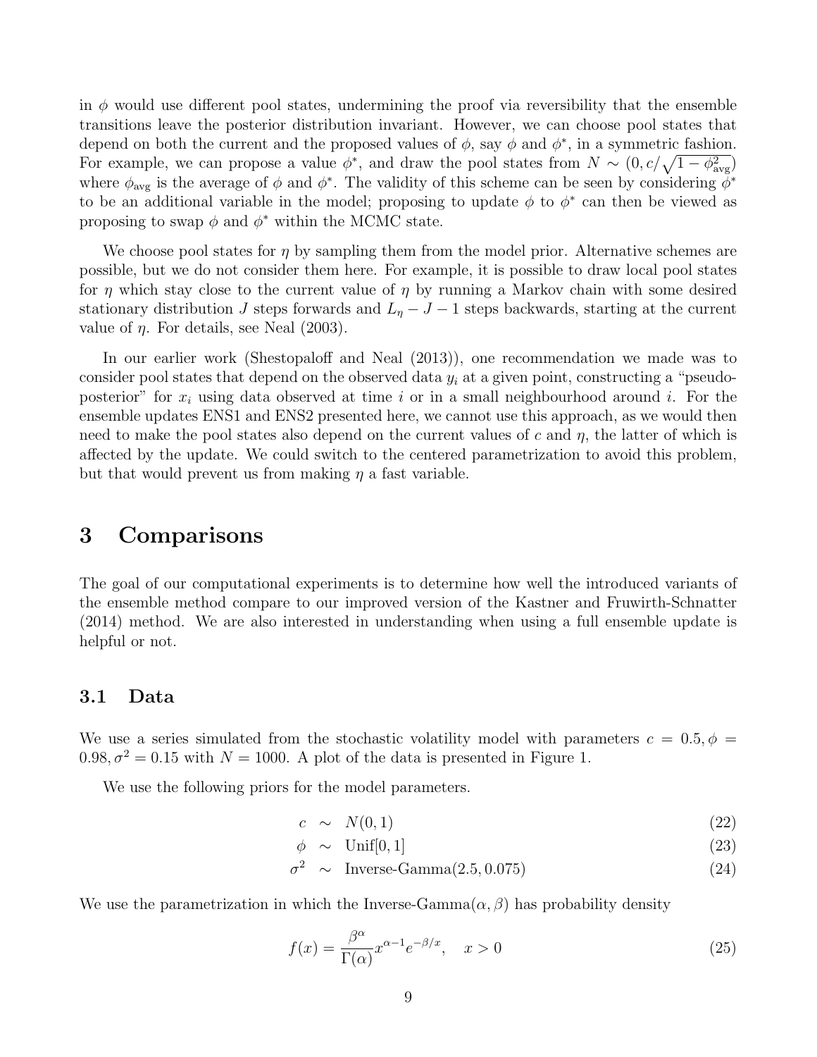in $\phi$ would use different pool states, undermining the proof via reversibility that the ensemble transitions leave the posterior distribution invariant. However, we can choose pool states that depend on both the current and the proposed values of $\phi$, say $\phi$ and $\phi^*$, in a symmetric fashion. For example, we can propose a value $\phi^*$, and draw the pool states from $N \sim (0, c/\sqrt{1-\phi_{\text{avg}}^2})$ where $\phi_{\text{avg}}$ is the average of $\phi$ and $\phi^*$. The validity of this scheme can be seen by considering $\phi^*$ to be an additional variable in the model; proposing to update $\phi$ to $\phi^*$ can then be viewed as proposing to swap $\phi$ and $\phi^*$ within the MCMC state.

We choose pool states for $\eta$ by sampling them from the model prior. Alternative schemes are possible, but we do not consider them here. For example, it is possible to draw local pool states for $\eta$ which stay close to the current value of $\eta$ by running a Markov chain with some desired stationary distribution $J$ steps forwards and $L_\eta - J - 1$ steps backwards, starting at the current value of $\eta$. For details, see Neal (2003).

In our earlier work (Shestopaloff and Neal (2013)), one recommendation we made was to consider pool states that depend on the observed data $y_i$ at a given point, constructing a "pseudo-posterior" for $x_i$ using data observed at time $i$ or in a small neighbourhood around $i$. For the ensemble updates ENS1 and ENS2 presented here, we cannot use this approach, as we would then need to make the pool states also depend on the current values of $c$ and $\eta$, the latter of which is affected by the update. We could switch to the centered parametrization to avoid this problem, but that would prevent us from making $\eta$ a fast variable.

# 3 Comparisons

The goal of our computational experiments is to determine how well the introduced variants of the ensemble method compare to our improved version of the Kastner and Fruwirth-Schnatter (2014) method. We are also interested in understanding when using a full ensemble update is helpful or not.

## 3.1 Data

We use a series simulated from the stochastic volatility model with parameters $c = 0.5, \phi = 0.98, \sigma^2 = 0.15$ with $N = 1000$. A plot of the data is presented in Figure 1.

We use the following priors for the model parameters.

$$c \sim N(0, 1) \tag{22}$$

$$\phi \sim \text{Unif}[0, 1] \tag{23}$$

$$\sigma^2 \sim \text{Inverse-Gamma}(2.5, 0.075) \tag{24}$$

We use the parametrization in which the Inverse-Gamma$(\alpha, \beta)$ has probability density

$$f(x) = \frac{\beta^\alpha}{\Gamma(\alpha)} x^{\alpha-1} e^{-\beta/x}, \quad x > 0 \tag{25}$$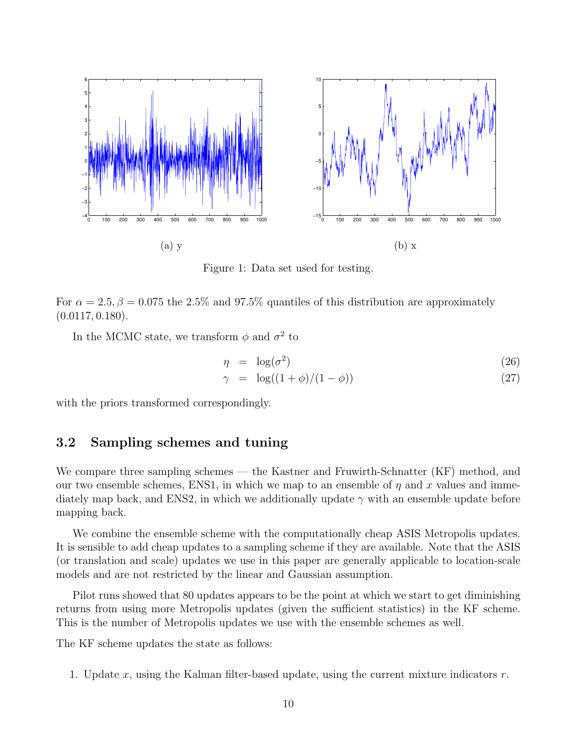(a) y

(b) x

Figure 1: Data set used for testing.

For $\alpha = 2.5, \beta = 0.075$ the 2.5% and 97.5% quantiles of this distribution are approximately $(0.0117, 0.180)$.

In the MCMC state, we transform $\phi$ and $\sigma^2$ to

$$\eta = \log(\sigma^2) \tag{26}$$

$$\gamma = \log((1+\phi)/(1-\phi)) \tag{27}$$

with the priors transformed correspondingly.

### 3.2 Sampling schemes and tuning

We compare three sampling schemes — the Kastner and Fruwirth-Schnatter (KF) method, and our two ensemble schemes, ENS1, in which we map to an ensemble of $\eta$ and $x$ values and immediately map back, and ENS2, in which we additionally update $\gamma$ with an ensemble update before mapping back.

We combine the ensemble scheme with the computationally cheap ASIS Metropolis updates. It is sensible to add cheap updates to a sampling scheme if they are available. Note that the ASIS (or translation and scale) updates we use in this paper are generally applicable to location-scale models and are not restricted by the linear and Gaussian assumption.

Pilot runs showed that 80 updates appears to be the point at which we start to get diminishing returns from using more Metropolis updates (given the sufficient statistics) in the KF scheme. This is the number of Metropolis updates we use with the ensemble schemes as well.

The KF scheme updates the state as follows:

1. Update $x$, using the Kalman filter-based update, using the current mixture indicators $r$.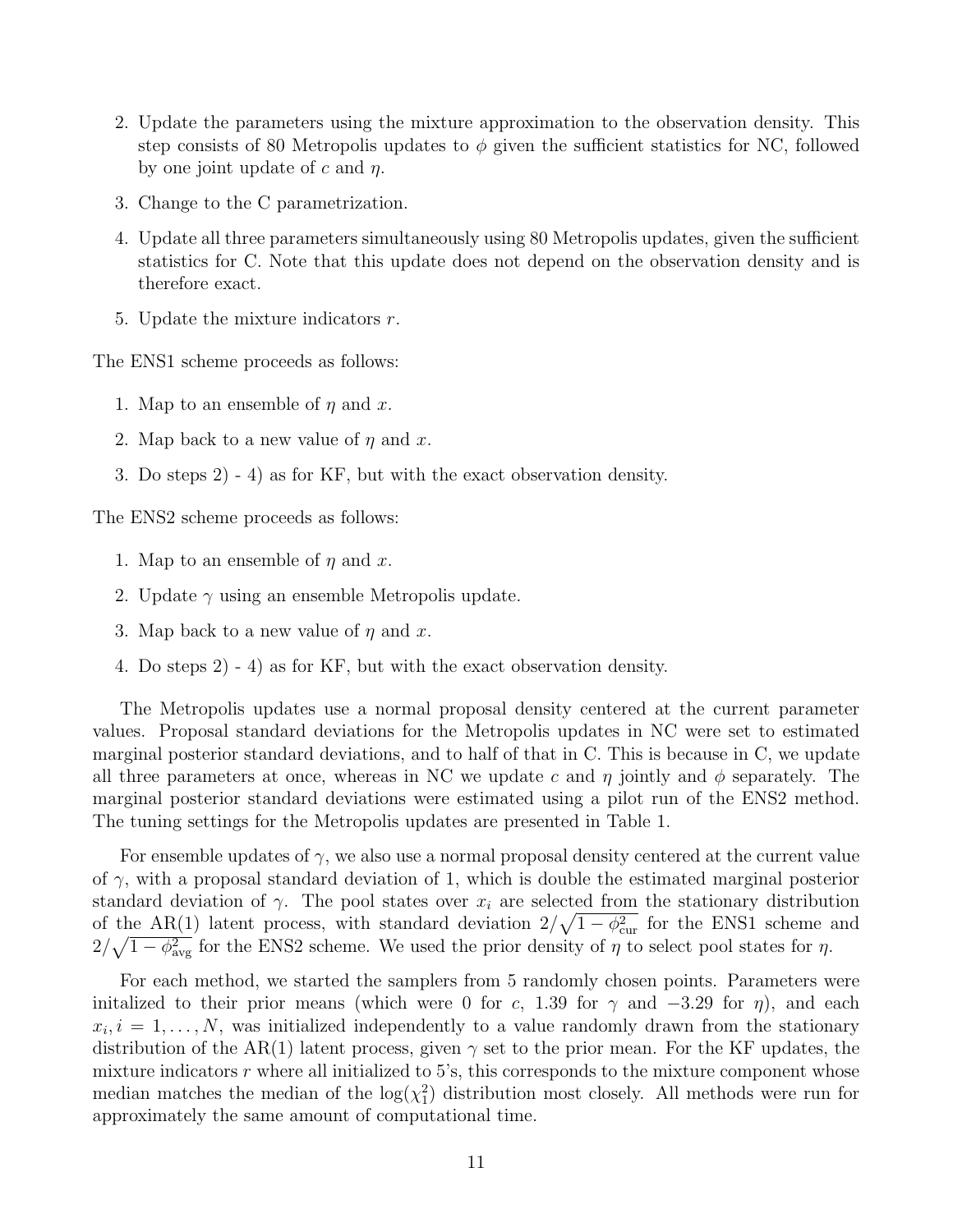2. Update the parameters using the mixture approximation to the observation density. This step consists of 80 Metropolis updates to $\phi$ given the sufficient statistics for NC, followed by one joint update of $c$ and $\eta$.
3. Change to the C parametrization.
4. Update all three parameters simultaneously using 80 Metropolis updates, given the sufficient statistics for C. Note that this update does not depend on the observation density and is therefore exact.
5. Update the mixture indicators $r$.

The ENS1 scheme proceeds as follows:

1. Map to an ensemble of $\eta$ and $x$.
2. Map back to a new value of $\eta$ and $x$.
3. Do steps 2) - 4) as for KF, but with the exact observation density.

The ENS2 scheme proceeds as follows:

1. Map to an ensemble of $\eta$ and $x$.
2. Update $\gamma$ using an ensemble Metropolis update.
3. Map back to a new value of $\eta$ and $x$.
4. Do steps 2) - 4) as for KF, but with the exact observation density.

The Metropolis updates use a normal proposal density centered at the current parameter values. Proposal standard deviations for the Metropolis updates in NC were set to estimated marginal posterior standard deviations, and to half of that in C. This is because in C, we update all three parameters at once, whereas in NC we update $c$ and $\eta$ jointly and $\phi$ separately. The marginal posterior standard deviations were estimated using a pilot run of the ENS2 method. The tuning settings for the Metropolis updates are presented in Table 1.

For ensemble updates of $\gamma$, we also use a normal proposal density centered at the current value of $\gamma$, with a proposal standard deviation of 1, which is double the estimated marginal posterior standard deviation of $\gamma$. The pool states over $x_i$ are selected from the stationary distribution of the AR(1) latent process, with standard deviation $2/\sqrt{1-\phi^2_{\text{cur}}}$ for the ENS1 scheme and $2/\sqrt{1-\phi^2_{\text{avg}}}$ for the ENS2 scheme. We used the prior density of $\eta$ to select pool states for $\eta$.

For each method, we started the samplers from 5 randomly chosen points. Parameters were initalized to their prior means (which were 0 for $c$, 1.39 for $\gamma$ and $-3.29$ for $\eta$), and each $x_i, i = 1, \ldots, N$, was initialized independently to a value randomly drawn from the stationary distribution of the AR(1) latent process, given $\gamma$ set to the prior mean. For the KF updates, the mixture indicators $r$ where all initialized to 5's, this corresponds to the mixture component whose median matches the median of the $\log(\chi^2_1)$ distribution most closely. All methods were run for approximately the same amount of computational time.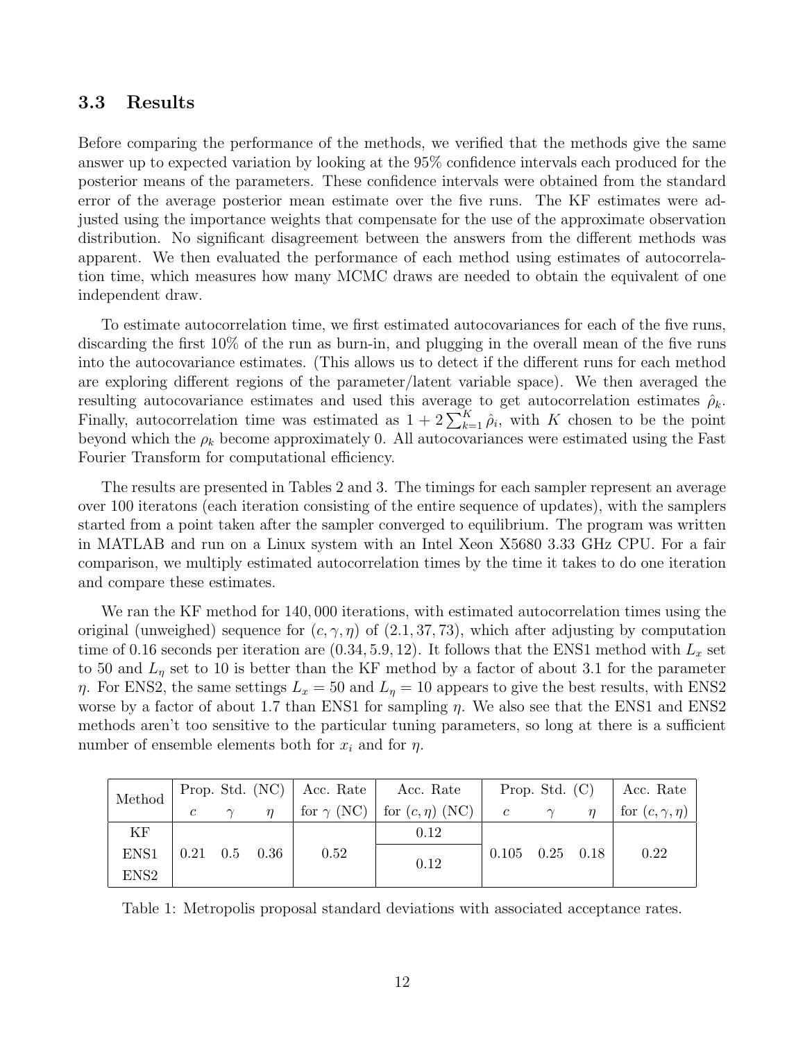### 3.3 Results

Before comparing the performance of the methods, we verified that the methods give the same answer up to expected variation by looking at the 95% confidence intervals each produced for the posterior means of the parameters. These confidence intervals were obtained from the standard error of the average posterior mean estimate over the five runs. The KF estimates were adjusted using the importance weights that compensate for the use of the approximate observation distribution. No significant disagreement between the answers from the different methods was apparent. We then evaluated the performance of each method using estimates of autocorrelation time, which measures how many MCMC draws are needed to obtain the equivalent of one independent draw.

To estimate autocorrelation time, we first estimated autocovariances for each of the five runs, discarding the first 10% of the run as burn-in, and plugging in the overall mean of the five runs into the autocovariance estimates. (This allows us to detect if the different runs for each method are exploring different regions of the parameter/latent variable space). We then averaged the resulting autocovariance estimates and used this average to get autocorrelation estimates $\hat{\rho}_k$. Finally, autocorrelation time was estimated as $1 + 2\sum_{k=1}^{K} \hat{\rho}_i$, with $K$ chosen to be the point beyond which the $\rho_k$ become approximately 0. All autocovariances were estimated using the Fast Fourier Transform for computational efficiency.

The results are presented in Tables 2 and 3. The timings for each sampler represent an average over 100 iteratons (each iteration consisting of the entire sequence of updates), with the samplers started from a point taken after the sampler converged to equilibrium. The program was written in MATLAB and run on a Linux system with an Intel Xeon X5680 3.33 GHz CPU. For a fair comparison, we multiply estimated autocorrelation times by the time it takes to do one iteration and compare these estimates.

We ran the KF method for 140,000 iterations, with estimated autocorrelation times using the original (unweighed) sequence for $(c, \gamma, \eta)$ of $(2.1, 37, 73)$, which after adjusting by computation time of 0.16 seconds per iteration are $(0.34, 5.9, 12)$. It follows that the ENS1 method with $L_x$ set to 50 and $L_\eta$ set to 10 is better than the KF method by a factor of about 3.1 for the parameter $\eta$. For ENS2, the same settings $L_x = 50$ and $L_\eta = 10$ appears to give the best results, with ENS2 worse by a factor of about 1.7 than ENS1 for sampling $\eta$. We also see that the ENS1 and ENS2 methods aren't too sensitive to the particular tuning parameters, so long at there is a sufficient number of ensemble elements both for $x_i$ and for $\eta$.

| Method | Prop. Std. (NC) | | | Acc. Rate | Acc. Rate | Prop. Std. (C) | | | Acc. Rate |
|---|---|---|---|---|---|---|---|---|---|
| | $c$ | $\gamma$ | $\eta$ | for $\gamma$ (NC) | for $(c, \eta)$ (NC) | $c$ | $\gamma$ | $\eta$ | for $(c, \gamma, \eta)$ |
| KF | 0.21 | 0.5 | 0.36 | 0.52 | 0.12 | 0.105 | 0.25 | 0.18 | 0.22 |
| ENS1 | | | | | 0.12 | | | | |
| ENS2 | | | | | | | | | |

Table 1: Metropolis proposal standard deviations with associated acceptance rates.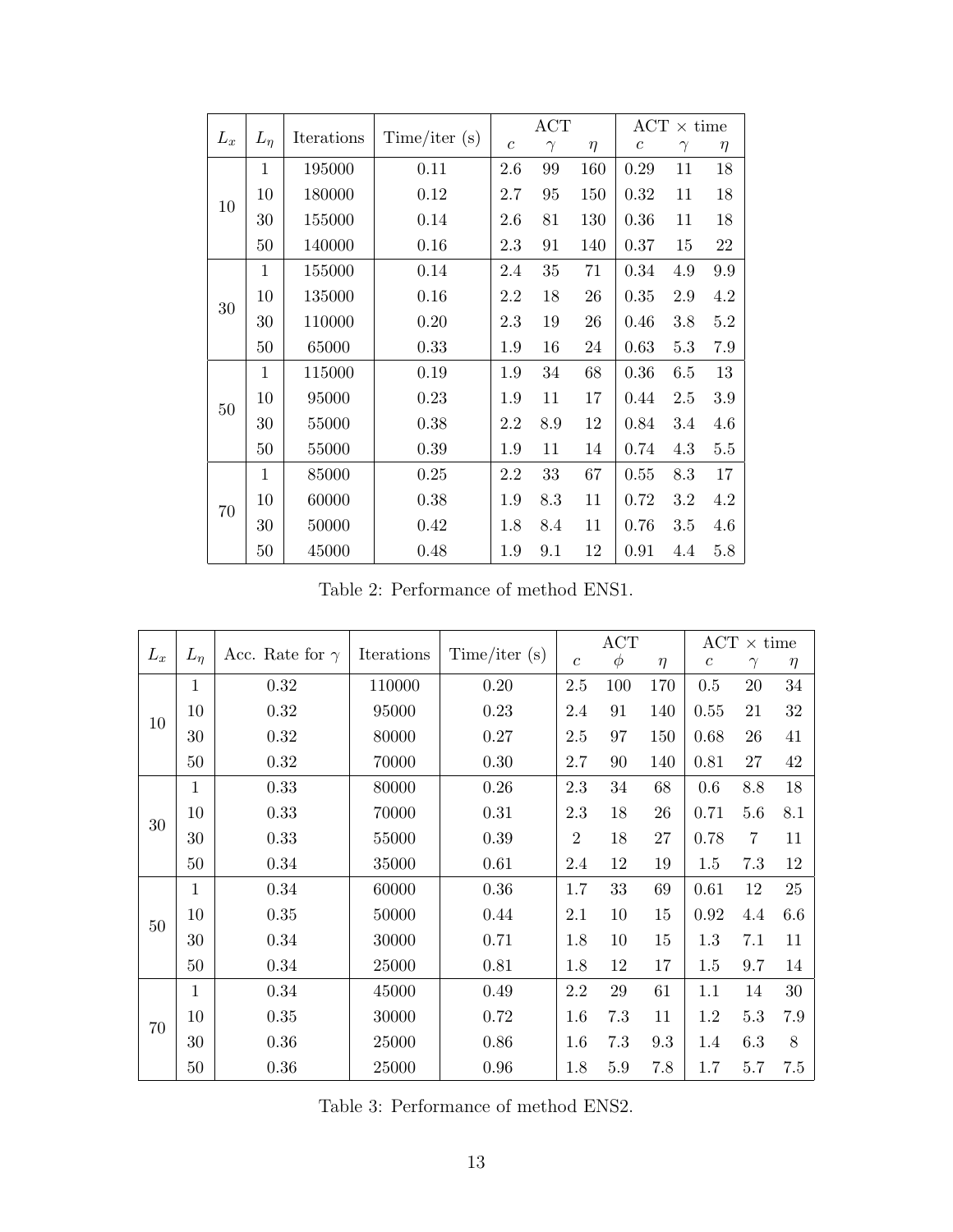| $L_x$ | $L_\eta$ | Iterations | Time/iter (s) | ACT | | | ACT $\times$ time | | |
|---|---|---|---|---|---|---|---|---|---|
| | | | | $c$ | $\gamma$ | $\eta$ | $c$ | $\gamma$ | $\eta$ |
| 10 | 1 | 195000 | 0.11 | 2.6 | 99 | 160 | 0.29 | 11 | 18 |
| | 10 | 180000 | 0.12 | 2.7 | 95 | 150 | 0.32 | 11 | 18 |
| | 30 | 155000 | 0.14 | 2.6 | 81 | 130 | 0.36 | 11 | 18 |
| | 50 | 140000 | 0.16 | 2.3 | 91 | 140 | 0.37 | 15 | 22 |
| 30 | 1 | 155000 | 0.14 | 2.4 | 35 | 71 | 0.34 | 4.9 | 9.9 |
| | 10 | 135000 | 0.16 | 2.2 | 18 | 26 | 0.35 | 2.9 | 4.2 |
| | 30 | 110000 | 0.20 | 2.3 | 19 | 26 | 0.46 | 3.8 | 5.2 |
| | 50 | 65000 | 0.33 | 1.9 | 16 | 24 | 0.63 | 5.3 | 7.9 |
| 50 | 1 | 115000 | 0.19 | 1.9 | 34 | 68 | 0.36 | 6.5 | 13 |
| | 10 | 95000 | 0.23 | 1.9 | 11 | 17 | 0.44 | 2.5 | 3.9 |
| | 30 | 55000 | 0.38 | 2.2 | 8.9 | 12 | 0.84 | 3.4 | 4.6 |
| | 50 | 55000 | 0.39 | 1.9 | 11 | 14 | 0.74 | 4.3 | 5.5 |
| 70 | 1 | 85000 | 0.25 | 2.2 | 33 | 67 | 0.55 | 8.3 | 17 |
| | 10 | 60000 | 0.38 | 1.9 | 8.3 | 11 | 0.72 | 3.2 | 4.2 |
| | 30 | 50000 | 0.42 | 1.8 | 8.4 | 11 | 0.76 | 3.5 | 4.6 |
| | 50 | 45000 | 0.48 | 1.9 | 9.1 | 12 | 0.91 | 4.4 | 5.8 |

Table 2: Performance of method ENS1.

| $L_x$ | $L_\eta$ | Acc. Rate for $\gamma$ | Iterations | Time/iter (s) | ACT | | | ACT $\times$ time | | |
|---|---|---|---|---|---|---|---|---|---|---|
| | | | | | $c$ | $\phi$ | $\eta$ | $c$ | $\gamma$ | $\eta$ |
| 10 | 1 | 0.32 | 110000 | 0.20 | 2.5 | 100 | 170 | 0.5 | 20 | 34 |
| | 10 | 0.32 | 95000 | 0.23 | 2.4 | 91 | 140 | 0.55 | 21 | 32 |
| | 30 | 0.32 | 80000 | 0.27 | 2.5 | 97 | 150 | 0.68 | 26 | 41 |
| | 50 | 0.32 | 70000 | 0.30 | 2.7 | 90 | 140 | 0.81 | 27 | 42 |
| 30 | 1 | 0.33 | 80000 | 0.26 | 2.3 | 34 | 68 | 0.6 | 8.8 | 18 |
| | 10 | 0.33 | 70000 | 0.31 | 2.3 | 18 | 26 | 0.71 | 5.6 | 8.1 |
| | 30 | 0.33 | 55000 | 0.39 | 2 | 18 | 27 | 0.78 | 7 | 11 |
| | 50 | 0.34 | 35000 | 0.61 | 2.4 | 12 | 19 | 1.5 | 7.3 | 12 |
| 50 | 1 | 0.34 | 60000 | 0.36 | 1.7 | 33 | 69 | 0.61 | 12 | 25 |
| | 10 | 0.35 | 50000 | 0.44 | 2.1 | 10 | 15 | 0.92 | 4.4 | 6.6 |
| | 30 | 0.34 | 30000 | 0.71 | 1.8 | 10 | 15 | 1.3 | 7.1 | 11 |
| | 50 | 0.34 | 25000 | 0.81 | 1.8 | 12 | 17 | 1.5 | 9.7 | 14 |
| 70 | 1 | 0.34 | 45000 | 0.49 | 2.2 | 29 | 61 | 1.1 | 14 | 30 |
| | 10 | 0.35 | 30000 | 0.72 | 1.6 | 7.3 | 11 | 1.2 | 5.3 | 7.9 |
| | 30 | 0.36 | 25000 | 0.86 | 1.6 | 7.3 | 9.3 | 1.4 | 6.3 | 8 |
| | 50 | 0.36 | 25000 | 0.96 | 1.8 | 5.9 | 7.8 | 1.7 | 5.7 | 7.5 |

Table 3: Performance of method ENS2.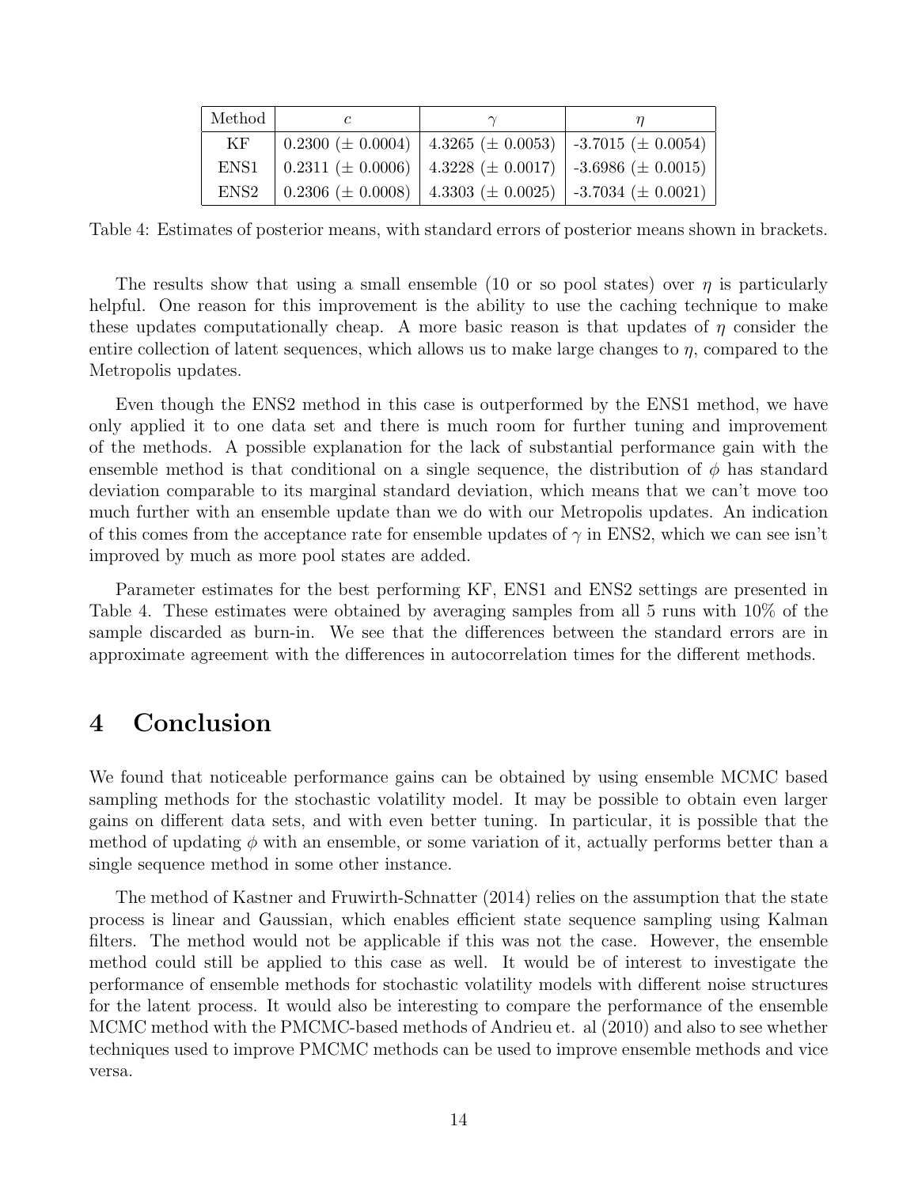| Method | $c$ | $\gamma$ | $\eta$ |
|---|---|---|---|
| KF | 0.2300 ($\pm$ 0.0004) | 4.3265 ($\pm$ 0.0053) | -3.7015 ($\pm$ 0.0054) |
| ENS1 | 0.2311 ($\pm$ 0.0006) | 4.3228 ($\pm$ 0.0017) | -3.6986 ($\pm$ 0.0015) |
| ENS2 | 0.2306 ($\pm$ 0.0008) | 4.3303 ($\pm$ 0.0025) | -3.7034 ($\pm$ 0.0021) |

Table 4: Estimates of posterior means, with standard errors of posterior means shown in brackets.

The results show that using a small ensemble (10 or so pool states) over $\eta$ is particularly helpful. One reason for this improvement is the ability to use the caching technique to make these updates computationally cheap. A more basic reason is that updates of $\eta$ consider the entire collection of latent sequences, which allows us to make large changes to $\eta$, compared to the Metropolis updates.

Even though the ENS2 method in this case is outperformed by the ENS1 method, we have only applied it to one data set and there is much room for further tuning and improvement of the methods. A possible explanation for the lack of substantial performance gain with the ensemble method is that conditional on a single sequence, the distribution of $\phi$ has standard deviation comparable to its marginal standard deviation, which means that we can't move too much further with an ensemble update than we do with our Metropolis updates. An indication of this comes from the acceptance rate for ensemble updates of $\gamma$ in ENS2, which we can see isn't improved by much as more pool states are added.

Parameter estimates for the best performing KF, ENS1 and ENS2 settings are presented in Table 4. These estimates were obtained by averaging samples from all 5 runs with 10% of the sample discarded as burn-in. We see that the differences between the standard errors are in approximate agreement with the differences in autocorrelation times for the different methods.

# 4 Conclusion

We found that noticeable performance gains can be obtained by using ensemble MCMC based sampling methods for the stochastic volatility model. It may be possible to obtain even larger gains on different data sets, and with even better tuning. In particular, it is possible that the method of updating $\phi$ with an ensemble, or some variation of it, actually performs better than a single sequence method in some other instance.

The method of Kastner and Fruwirth-Schnatter (2014) relies on the assumption that the state process is linear and Gaussian, which enables efficient state sequence sampling using Kalman filters. The method would not be applicable if this was not the case. However, the ensemble method could still be applied to this case as well. It would be of interest to investigate the performance of ensemble methods for stochastic volatility models with different noise structures for the latent process. It would also be interesting to compare the performance of the ensemble MCMC method with the PMCMC-based methods of Andrieu et. al (2010) and also to see whether techniques used to improve PMCMC methods can be used to improve ensemble methods and vice versa.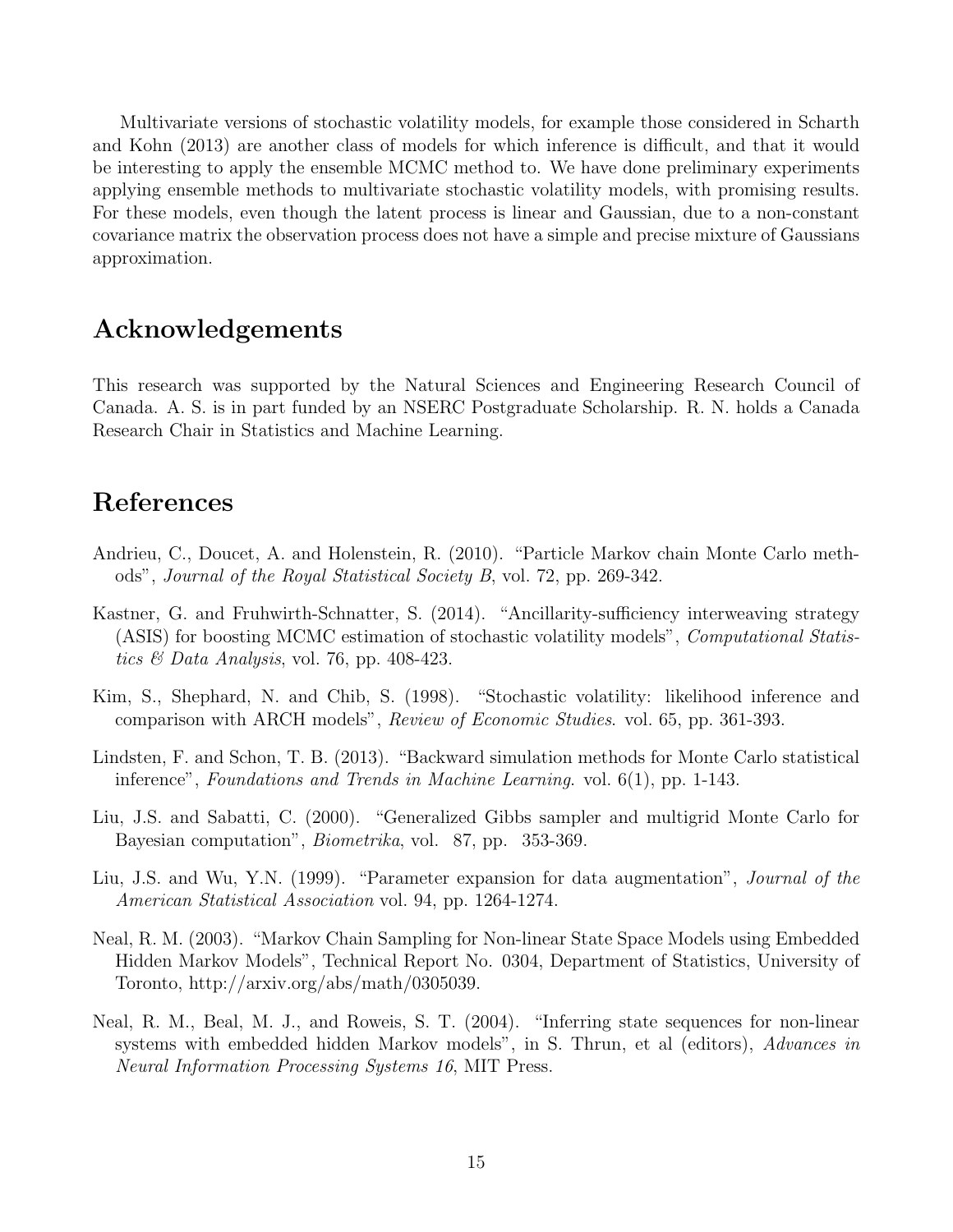Multivariate versions of stochastic volatility models, for example those considered in Scharth and Kohn (2013) are another class of models for which inference is difficult, and that it would be interesting to apply the ensemble MCMC method to. We have done preliminary experiments applying ensemble methods to multivariate stochastic volatility models, with promising results. For these models, even though the latent process is linear and Gaussian, due to a non-constant covariance matrix the observation process does not have a simple and precise mixture of Gaussians approximation.

## Acknowledgements

This research was supported by the Natural Sciences and Engineering Research Council of Canada. A. S. is in part funded by an NSERC Postgraduate Scholarship. R. N. holds a Canada Research Chair in Statistics and Machine Learning.

## References

Andrieu, C., Doucet, A. and Holenstein, R. (2010). "Particle Markov chain Monte Carlo methods", *Journal of the Royal Statistical Society B*, vol. 72, pp. 269-342.

Kastner, G. and Fruhwirth-Schnatter, S. (2014). "Ancillarity-sufficiency interweaving strategy (ASIS) for boosting MCMC estimation of stochastic volatility models", *Computational Statistics & Data Analysis*, vol. 76, pp. 408-423.

Kim, S., Shephard, N. and Chib, S. (1998). "Stochastic volatility: likelihood inference and comparison with ARCH models", *Review of Economic Studies*. vol. 65, pp. 361-393.

Lindsten, F. and Schon, T. B. (2013). "Backward simulation methods for Monte Carlo statistical inference", *Foundations and Trends in Machine Learning*. vol. 6(1), pp. 1-143.

Liu, J.S. and Sabatti, C. (2000). "Generalized Gibbs sampler and multigrid Monte Carlo for Bayesian computation", *Biometrika*, vol. 87, pp. 353-369.

Liu, J.S. and Wu, Y.N. (1999). "Parameter expansion for data augmentation", *Journal of the American Statistical Association* vol. 94, pp. 1264-1274.

Neal, R. M. (2003). "Markov Chain Sampling for Non-linear State Space Models using Embedded Hidden Markov Models", Technical Report No. 0304, Department of Statistics, University of Toronto, http://arxiv.org/abs/math/0305039.

Neal, R. M., Beal, M. J., and Roweis, S. T. (2004). "Inferring state sequences for non-linear systems with embedded hidden Markov models", in S. Thrun, et al (editors), *Advances in Neural Information Processing Systems 16*, MIT Press.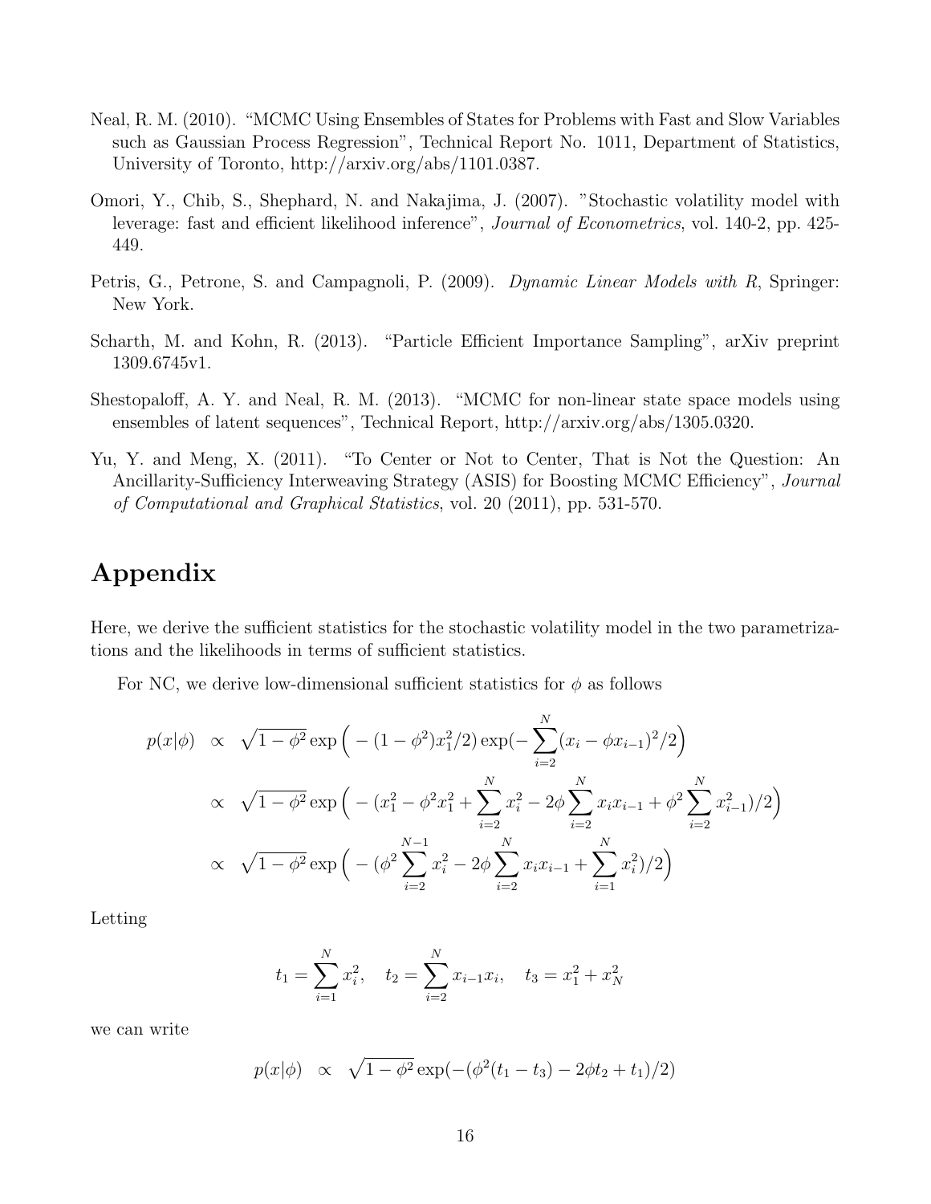Neal, R. M. (2010). "MCMC Using Ensembles of States for Problems with Fast and Slow Variables such as Gaussian Process Regression", Technical Report No. 1011, Department of Statistics, University of Toronto, http://arxiv.org/abs/1101.0387.

Omori, Y., Chib, S., Shephard, N. and Nakajima, J. (2007). "Stochastic volatility model with leverage: fast and efficient likelihood inference", *Journal of Econometrics*, vol. 140-2, pp. 425-449.

Petris, G., Petrone, S. and Campagnoli, P. (2009). *Dynamic Linear Models with R*, Springer: New York.

Scharth, M. and Kohn, R. (2013). "Particle Efficient Importance Sampling", arXiv preprint 1309.6745v1.

Shestopaloff, A. Y. and Neal, R. M. (2013). "MCMC for non-linear state space models using ensembles of latent sequences", Technical Report, http://arxiv.org/abs/1305.0320.

Yu, Y. and Meng, X. (2011). "To Center or Not to Center, That is Not the Question: An Ancillarity-Sufficiency Interweaving Strategy (ASIS) for Boosting MCMC Efficiency", *Journal of Computational and Graphical Statistics*, vol. 20 (2011), pp. 531-570.

# Appendix

Here, we derive the sufficient statistics for the stochastic volatility model in the two parametrizations and the likelihoods in terms of sufficient statistics.

For NC, we derive low-dimensional sufficient statistics for $\phi$ as follows

$$
\begin{aligned}
p(x|\phi) &\propto \sqrt{1-\phi^2}\exp\Big(-(1-\phi^2)x_1^2/2\Big)\exp\Big(-\sum_{i=2}^{N}(x_i-\phi x_{i-1})^2/2\Big) \\
&\propto \sqrt{1-\phi^2}\exp\Big(-(x_1^2-\phi^2x_1^2+\sum_{i=2}^{N}x_i^2-2\phi\sum_{i=2}^{N}x_ix_{i-1}+\phi^2\sum_{i=2}^{N}x_{i-1}^2)/2\Big) \\
&\propto \sqrt{1-\phi^2}\exp\Big(-(\phi^2\sum_{i=2}^{N-1}x_i^2-2\phi\sum_{i=2}^{N}x_ix_{i-1}+\sum_{i=1}^{N}x_i^2)/2\Big)
\end{aligned}
$$

Letting

$$
t_1=\sum_{i=1}^{N}x_i^2, \quad t_2=\sum_{i=2}^{N}x_{i-1}x_i, \quad t_3=x_1^2+x_N^2
$$

we can write

$$
p(x|\phi) \;\; \propto \;\; \sqrt{1-\phi^2}\exp(-(\phi^2(t_1-t_3)-2\phi t_2+t_1)/2)
$$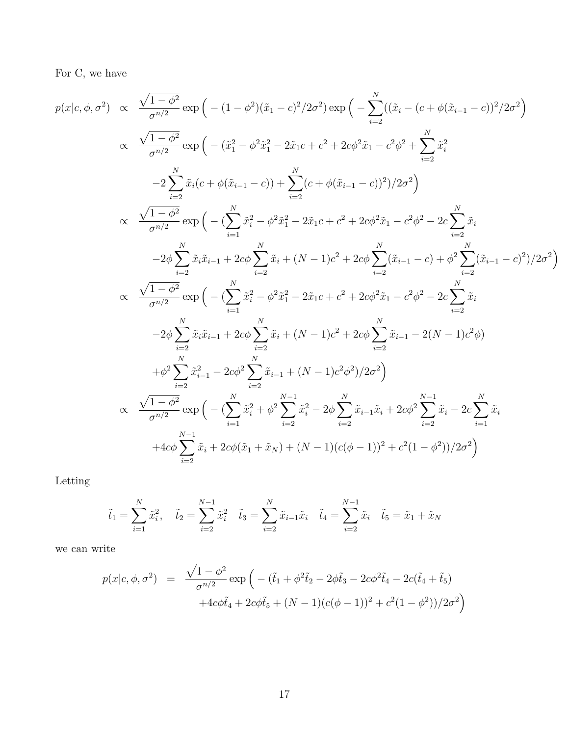For C, we have

$$
\begin{aligned}
p(x|c,\phi,\sigma^2) &\propto \frac{\sqrt{1-\phi^2}}{\sigma^{n/2}} \exp\Big(-(1-\phi^2)(\tilde{x}_1 - c)^2/2\sigma^2\big) \exp\Big(-\sum_{i=2}^{N}((\tilde{x}_i - (c+\phi(\tilde{x}_{i-1}-c))^2/2\sigma^2\Big) \\
&\propto \frac{\sqrt{1-\phi^2}}{\sigma^{n/2}} \exp\Big(-(\tilde{x}_1^2 - \phi^2\tilde{x}_1^2 - 2\tilde{x}_1 c + c^2 + 2c\phi^2\tilde{x}_1 - c^2\phi^2 + \sum_{i=2}^{N}\tilde{x}_i^2 \\
&\qquad -2\sum_{i=2}^{N}\tilde{x}_i(c+\phi(\tilde{x}_{i-1}-c)) + \sum_{i=2}^{N}(c+\phi(\tilde{x}_{i-1}-c))^2)/2\sigma^2\Big) \\
&\propto \frac{\sqrt{1-\phi^2}}{\sigma^{n/2}} \exp\Big(-(\sum_{i=1}^{N}\tilde{x}_i^2 - \phi^2\tilde{x}_1^2 - 2\tilde{x}_1 c + c^2 + 2c\phi^2\tilde{x}_1 - c^2\phi^2 - 2c\sum_{i=2}^{N}\tilde{x}_i \\
&\qquad -2\phi\sum_{i=2}^{N}\tilde{x}_i\tilde{x}_{i-1} + 2c\phi\sum_{i=2}^{N}\tilde{x}_i + (N-1)c^2 + 2c\phi\sum_{i=2}^{N}(\tilde{x}_{i-1}-c) + \phi^2\sum_{i=2}^{N}(\tilde{x}_{i-1}-c)^2)/2\sigma^2\Big) \\
&\propto \frac{\sqrt{1-\phi^2}}{\sigma^{n/2}} \exp\Big(-(\sum_{i=1}^{N}\tilde{x}_i^2 - \phi^2\tilde{x}_1^2 - 2\tilde{x}_1 c + c^2 + 2c\phi^2\tilde{x}_1 - c^2\phi^2 - 2c\sum_{i=2}^{N}\tilde{x}_i \\
&\qquad -2\phi\sum_{i=2}^{N}\tilde{x}_i\tilde{x}_{i-1} + 2c\phi\sum_{i=2}^{N}\tilde{x}_i + (N-1)c^2 + 2c\phi\sum_{i=2}^{N}\tilde{x}_{i-1} - 2(N-1)c^2\phi) \\
&\qquad +\phi^2\sum_{i=2}^{N}\tilde{x}_{i-1}^2 - 2c\phi^2\sum_{i=2}^{N}\tilde{x}_{i-1} + (N-1)c^2\phi^2)/2\sigma^2\Big) \\
&\propto \frac{\sqrt{1-\phi^2}}{\sigma^{n/2}} \exp\Big(-(\sum_{i=1}^{N}\tilde{x}_i^2 + \phi^2\sum_{i=2}^{N-1}\tilde{x}_i^2 - 2\phi\sum_{i=2}^{N}\tilde{x}_{i-1}\tilde{x}_i + 2c\phi^2\sum_{i=2}^{N-1}\tilde{x}_i - 2c\sum_{i=1}^{N}\tilde{x}_i \\
&\qquad +4c\phi\sum_{i=2}^{N-1}\tilde{x}_i + 2c\phi(\tilde{x}_1 + \tilde{x}_N) + (N-1)(c(\phi-1))^2 + c^2(1-\phi^2))/2\sigma^2\Big)
\end{aligned}
$$

Letting

$$
\tilde{t}_1 = \sum_{i=1}^{N}\tilde{x}_i^2, \quad \tilde{t}_2 = \sum_{i=2}^{N-1}\tilde{x}_i^2 \quad \tilde{t}_3 = \sum_{i=2}^{N}\tilde{x}_{i-1}\tilde{x}_i \quad \tilde{t}_4 = \sum_{i=2}^{N-1}\tilde{x}_i \quad \tilde{t}_5 = \tilde{x}_1 + \tilde{x}_N
$$

we can write

$$
\begin{aligned}
p(x|c,\phi,\sigma^2) &= \frac{\sqrt{1-\phi^2}}{\sigma^{n/2}} \exp\Big(-(\tilde{t}_1 + \phi^2\tilde{t}_2 - 2\phi\tilde{t}_3 - 2c\phi^2\tilde{t}_4 - 2c(\tilde{t}_4 + \tilde{t}_5) \\
&\qquad +4c\phi\tilde{t}_4 + 2c\phi\tilde{t}_5 + (N-1)(c(\phi-1))^2 + c^2(1-\phi^2))/2\sigma^2\Big)
\end{aligned}
$$